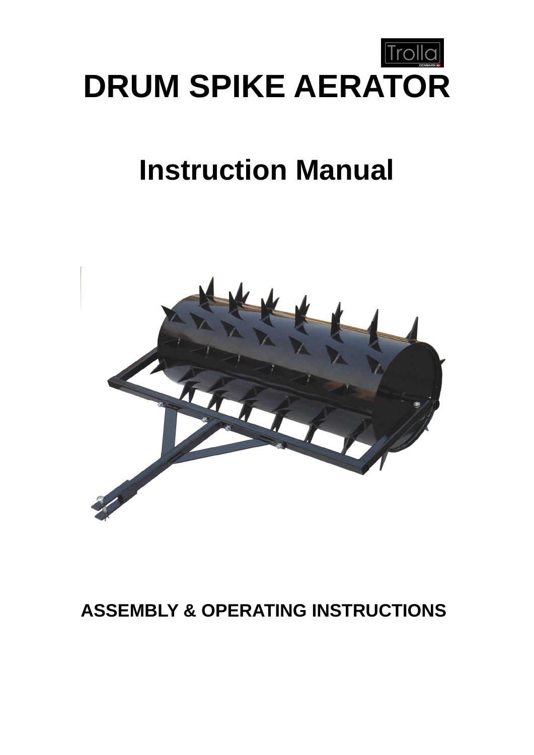Trolla

DENMARK

# DRUM SPIKE AERATOR

# Instruction Manual

## ASSEMBLY & OPERATING INSTRUCTIONS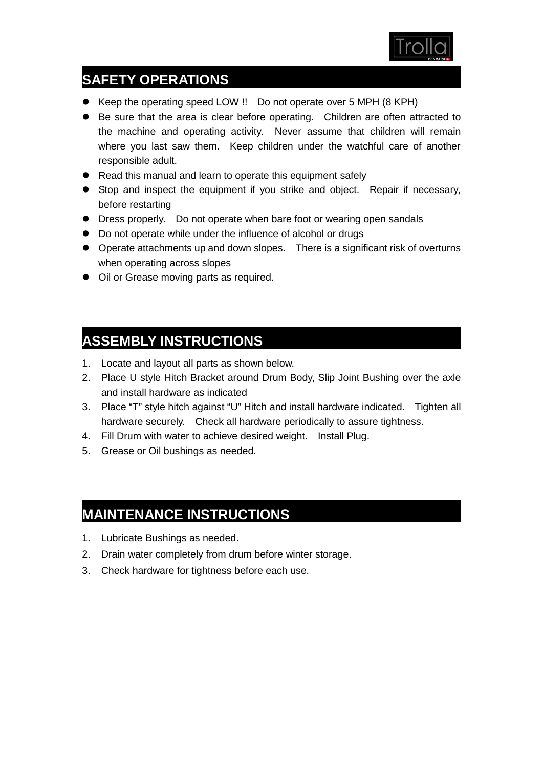## SAFETY OPERATIONS

- Keep the operating speed LOW !! Do not operate over 5 MPH (8 KPH)
- Be sure that the area is clear before operating. Children are often attracted to the machine and operating activity. Never assume that children will remain where you last saw them. Keep children under the watchful care of another responsible adult.
- Read this manual and learn to operate this equipment safely
- Stop and inspect the equipment if you strike and object. Repair if necessary, before restarting
- Dress properly. Do not operate when bare foot or wearing open sandals
- Do not operate while under the influence of alcohol or drugs
- Operate attachments up and down slopes. There is a significant risk of overturns when operating across slopes
- Oil or Grease moving parts as required.

## ASSEMBLY INSTRUCTIONS

1. Locate and layout all parts as shown below.
2. Place U style Hitch Bracket around Drum Body, Slip Joint Bushing over the axle and install hardware as indicated
3. Place "T" style hitch against "U" Hitch and install hardware indicated. Tighten all hardware securely. Check all hardware periodically to assure tightness.
4. Fill Drum with water to achieve desired weight. Install Plug.
5. Grease or Oil bushings as needed.

## MAINTENANCE INSTRUCTIONS

1. Lubricate Bushings as needed.
2. Drain water completely from drum before winter storage.
3. Check hardware for tightness before each use.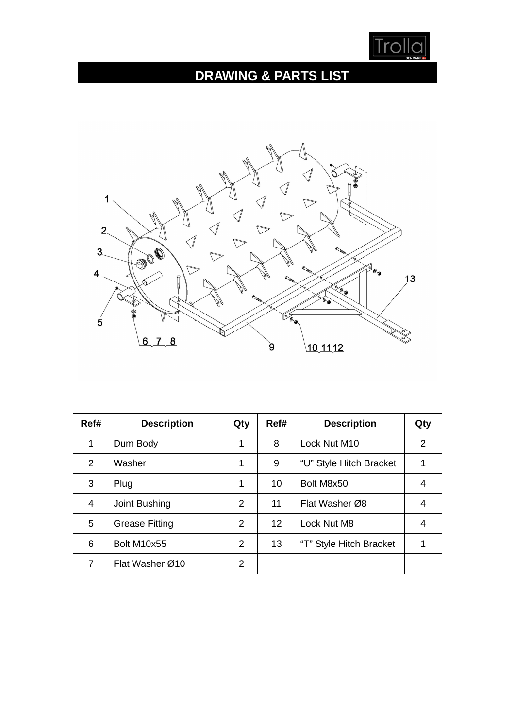## DRAWING & PARTS LIST

1
2
3
4
5
6 7 8
9
10 11 12
13

| Ref# | Description | Qty | Ref# | Description | Qty |
|---|---|---|---|---|---|
| 1 | Dum Body | 1 | 8 | Lock Nut M10 | 2 |
| 2 | Washer | 1 | 9 | “U” Style Hitch Bracket | 1 |
| 3 | Plug | 1 | 10 | Bolt M8x50 | 4 |
| 4 | Joint Bushing | 2 | 11 | Flat Washer Ø8 | 4 |
| 5 | Grease Fitting | 2 | 12 | Lock Nut M8 | 4 |
| 6 | Bolt M10x55 | 2 | 13 | “T” Style Hitch Bracket | 1 |
| 7 | Flat Washer Ø10 | 2 | | | |